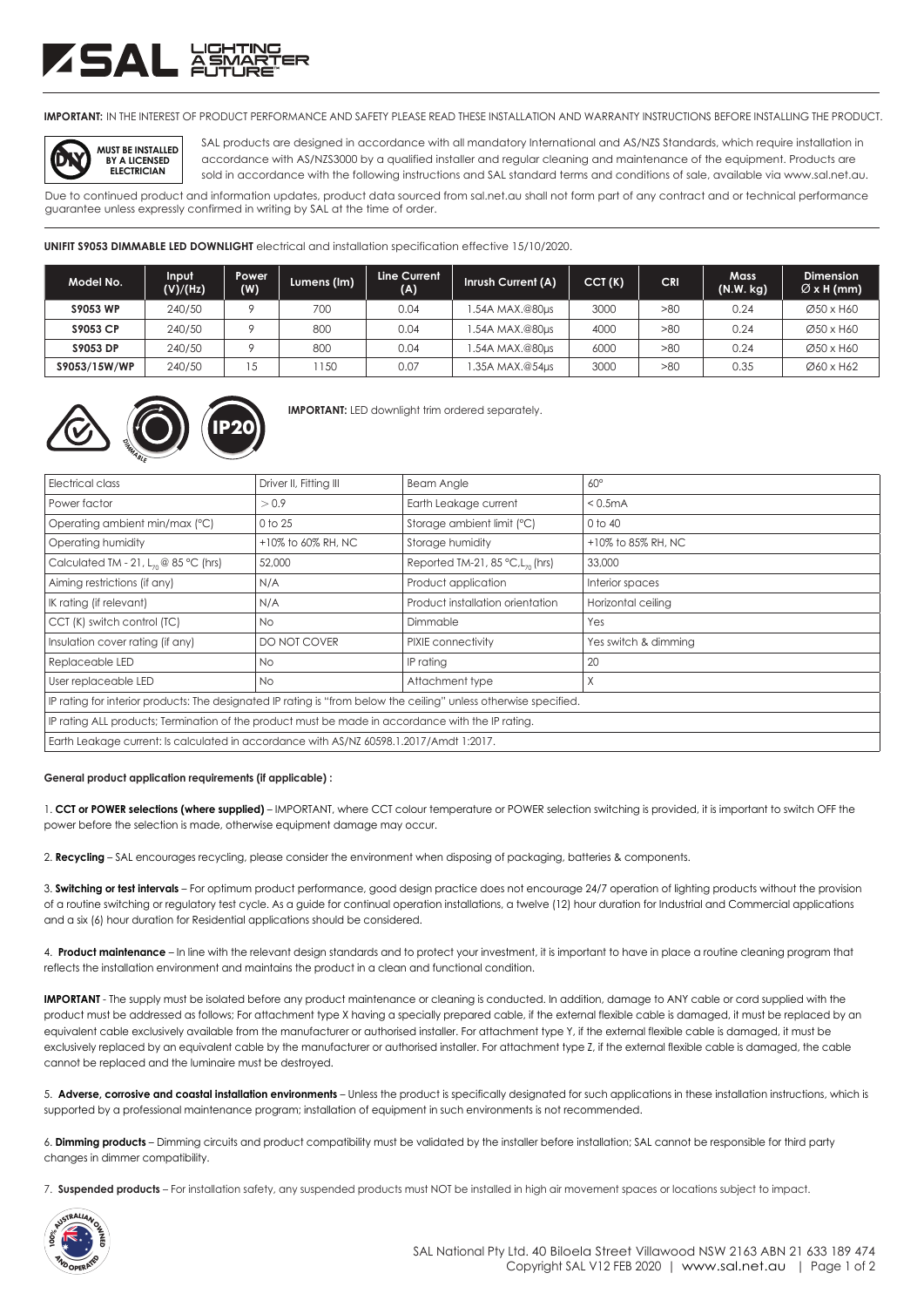**IMPORTANT:** IN THE INTEREST OF PRODUCT PERFORMANCE AND SAFETY PLEASE READ THESE INSTALLATION AND WARRANTY INSTRUCTIONS BEFORE INSTALLING THE PRODUCT.

**MUST BE INSTALLED BY A LICENSED ELECTRICIAN**

SAL products are designed in accordance with all mandatory International and AS/NZS Standards, which require installation in accordance with AS/NZS3000 by a qualified installer and regular cleaning and maintenance of the equipment. Products are sold in accordance with the following instructions and SAL standard terms and conditions of sale, available via www.sal.net.au.

Due to continued product and information updates, product data sourced from sal.net.au shall not form part of any contract and or technical performance guarantee unless expressly confirmed in writing by SAL at the time of order.

**UNIFIT S9053 DIMMABLE LED DOWNLIGHT** electrical and installation specification effective 15/10/2020.

| Model No. | Input (V)/(Hz) | Power (W) | Lumens (lm) | Line Current (A) | Inrush Current (A) | CCT (K) | CRI | Mass (N.W. kg) | Dimension Ø x H (mm) |
|---|---|---|---|---|---|---|---|---|---|
| S9053 WP | 240/50 | 9 | 700 | 0.04 | 1.54A MAX.@80µs | 3000 | >80 | 0.24 | Ø50 x H60 |
| S9053 CP | 240/50 | 9 | 800 | 0.04 | 1.54A MAX.@80µs | 4000 | >80 | 0.24 | Ø50 x H60 |
| S9053 DP | 240/50 | 9 | 800 | 0.04 | 1.54A MAX.@80µs | 6000 | >80 | 0.24 | Ø50 x H60 |
| S9053/15W/WP | 240/50 | 15 | 1150 | 0.07 | 1.35A MAX.@54µs | 3000 | >80 | 0.35 | Ø60 x H62 |

DIMMABLE IP20

**IMPORTANT:** LED downlight trim ordered separately.

| | | | |
|---|---|---|---|
| Electrical class | Driver II, Fitting III | Beam Angle | 60° |
| Power factor | > 0.9 | Earth Leakage current | < 0.5mA |
| Operating ambient min/max (°C) | 0 to 25 | Storage ambient limit (°C) | 0 to 40 |
| Operating humidity | +10% to 60% RH, NC | Storage humidity | +10% to 85% RH, NC |
| Calculated TM - 21, $L_{70}$ @ 85 °C (hrs) | 52,000 | Reported TM-21, 85 °C, $L_{70}$ (hrs) | 33,000 |
| Aiming restrictions (if any) | N/A | Product application | Interior spaces |
| IK rating (if relevant) | N/A | Product installation orientation | Horizontal ceiling |
| CCT (K) switch control (TC) | No | Dimmable | Yes |
| Insulation cover rating (if any) | DO NOT COVER | PIXIE connectivity | Yes switch & dimming |
| Replaceable LED | No | IP rating | 20 |
| User replaceable LED | No | Attachment type | X |
| IP rating for interior products: The designated IP rating is "from below the ceiling" unless otherwise specified. | | | |
| IP rating ALL products; Termination of the product must be made in accordance with the IP rating. | | | |
| Earth Leakage current: Is calculated in accordance with AS/NZ 60598.1.2017/Amdt 1:2017. | | | |

**General product application requirements (if applicable) :**

1. **CCT or POWER selections (where supplied)** – IMPORTANT, where CCT colour temperature or POWER selection switching is provided, it is important to switch OFF the power before the selection is made, otherwise equipment damage may occur.

2. **Recycling** – SAL encourages recycling, please consider the environment when disposing of packaging, batteries & components.

3. **Switching or test intervals** – For optimum product performance, good design practice does not encourage 24/7 operation of lighting products without the provision of a routine switching or regulatory test cycle. As a guide for continual operation installations, a twelve (12) hour duration for Industrial and Commercial applications and a six (6) hour duration for Residential applications should be considered.

4. **Product maintenance** – In line with the relevant design standards and to protect your investment, it is important to have in place a routine cleaning program that reflects the installation environment and maintains the product in a clean and functional condition.

**IMPORTANT** - The supply must be isolated before any product maintenance or cleaning is conducted. In addition, damage to ANY cable or cord supplied with the product must be addressed as follows; For attachment type X having a specially prepared cable, if the external flexible cable is damaged, it must be replaced by an equivalent cable exclusively available from the manufacturer or authorised installer. For attachment type Y, if the external flexible cable is damaged, it must be exclusively replaced by an equivalent cable by the manufacturer or authorised installer. For attachment type Z, if the external flexible cable is damaged, the cable cannot be replaced and the luminaire must be destroyed.

5. **Adverse, corrosive and coastal installation environments** – Unless the product is specifically designated for such applications in these installation instructions, which is supported by a professional maintenance program; installation of equipment in such environments is not recommended.

6. **Dimming products** – Dimming circuits and product compatibility must be validated by the installer before installation; SAL cannot be responsible for third party changes in dimmer compatibility.

7. **Suspended products** – For installation safety, any suspended products must NOT be installed in high air movement spaces or locations subject to impact.

SAL National Pty Ltd. 40 Biloela Street Villawood NSW 2163 ABN 21 633 189 474
Copyright SAL V12 FEB 2020 | www.sal.net.au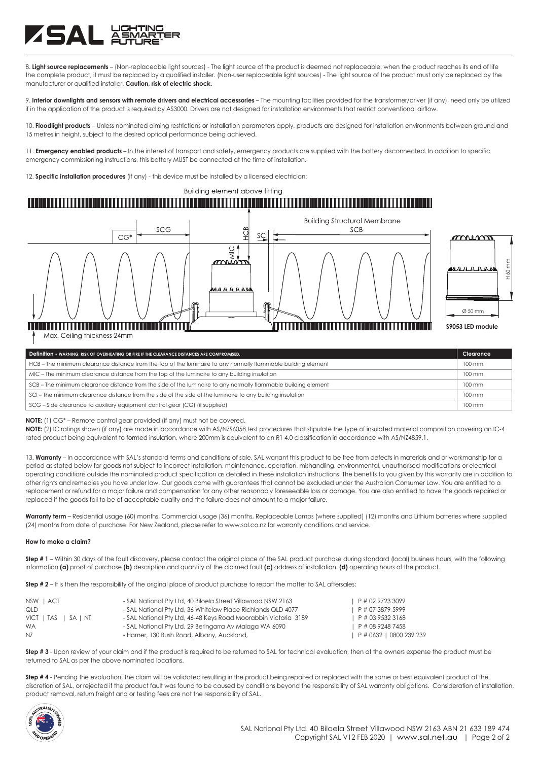8. **Light source replacements** – (Non-replaceable light sources) - The light source of the product is deemed not replaceable, when the product reaches its end of life the complete product, it must be replaced by a qualified installer. (Non-user replaceable light sources) - The light source of the product must only be replaced by the manufacturer or qualified installer. **Caution, risk of electric shock.**

9. **Interior downlights and sensors with remote drivers and electrical accessories** – The mounting facilities provided for the transformer/driver (if any), need only be utilized if in the application of the product is required by AS3000. Drivers are not designed for installation environments that restrict conventional airflow.

10. **Floodlight products** – Unless nominated aiming restrictions or installation parameters apply, products are designed for installation environments between ground and 15 metres in height, subject to the desired optical performance being achieved.

11. **Emergency enabled products** – In the interest of transport and safety, emergency products are supplied with the battery disconnected. In addition to specific emergency commissioning instructions, this battery MUST be connected at the time of installation.

12. **Specific installation procedures** (if any) - this device must be installed by a licensed electrician:

Building element above fitting

Building Structural Membrane

SCG

CG*

HCB

SCI

SCB

MIC

H 60 mm

Ø 50 mm

**S9053 LED module**

Max. Ceiling thickness 24mm

| **Definition** - WARNING: RISK OF OVERHEATING OR FIRE IF THE CLEARANCE DISTANCES ARE COMPROMISED. | **Clearance** |
|---|---|
| HCB – The minimum clearance distance from the top of the luminaire to any normally flammable building element | 100 mm |
| MIC – The minimum clearance distance from the top of the luminaire to any building insulation | 100 mm |
| SCB – The minimum clearance distance from the side of the luminaire to any normally flammable building element | 100 mm |
| SCI – The minimum clearance distance from the side of the side of the luminaire to any building insulation | 100 mm |
| SCG – Side clearance to auxiliary equipment control gear (CG) (if supplied) | 100 mm |

**NOTE:** (1) CG* – Remote control gear provided (if any) must not be covered.

**NOTE:** (2) IC ratings shown (if any) are made in accordance with AS/NZS6058 test procedures that stipulate the type of insulated material composition covering an IC-4 rated product being equivalent to formed insulation, where 200mm is equivalent to an R1 4.0 classification in accordance with AS/NZ4859.1.

13. **Warranty** – In accordance with SAL's standard terms and conditions of sale, SAL warrant this product to be free from defects in materials and or workmanship for a period as stated below for goods not subject to incorrect installation, maintenance, operation, mishandling, environmental, unauthorised modifications or electrical operating conditions outside the nominated product specification as detailed in these installation instructions. The benefits to you given by this warranty are in addition to other rights and remedies you have under law. Our goods come with guarantees that cannot be excluded under the Australian Consumer Law. You are entitled to a replacement or refund for a major failure and compensation for any other reasonably foreseeable loss or damage. You are also entitled to have the goods repaired or replaced if the goods fail to be of acceptable quality and the failure does not amount to a major failure.

**Warranty term** – Residential usage (60) months, Commercial usage (36) months, Replaceable Lamps (where supplied) (12) months and Lithium batteries where supplied (24) months from date of purchase. For New Zealand, please refer to www.sal.co.nz for warranty conditions and service.

**How to make a claim?**

**Step # 1** – Within 30 days of the fault discovery, please contact the original place of the SAL product purchase during standard (local) business hours, with the following information **(a)** proof of purchase **(b)** description and quantity of the claimed fault **(c)** address of installation. **(d)** operating hours of the product.

**Step # 2** – It is then the responsibility of the original place of product purchase to report the matter to SAL aftersales;

| | | |
|---|---|---|
| NSW \| ACT | - SAL National Pty Ltd, 40 Biloela Street Villawood NSW 2163 | \| P # 02 9723 3099 |
| QLD | - SAL National Pty Ltd, 36 Whitelaw Place Richlands QLD 4077 | \| P # 07 3879 5999 |
| VICT \| TAS \| SA \| NT | - SAL National Pty Ltd, 46-48 Keys Road Moorabbin Victoria 3189 | \| P # 03 9532 3168 |
| WA | - SAL National Pty Ltd, 29 Beringarra Av Malaga WA 6090 | \| P # 08 9248 7458 |
| NZ | - Hamer, 130 Bush Road, Albany, Auckland, | \| P # 0632 \| 0800 239 239 |

**Step # 3** - Upon review of your claim and if the product is required to be returned to SAL for technical evaluation, then at the owners expense the product must be returned to SAL as per the above nominated locations.

**Step # 4** - Pending the evaluation, the claim will be validated resulting in the product being repaired or replaced with the same or best equivalent product at the discretion of SAL, or rejected if the product fault was found to be caused by conditions beyond the responsibility of SAL warranty obligations. Consideration of installation, product removal, return freight and or testing fees are not the responsibility of SAL.

SAL National Pty Ltd. 40 Biloela Street Villawood NSW 2163 ABN 21 633 189 474
Copyright SAL V12 FEB 2020 | www.sal.net.au